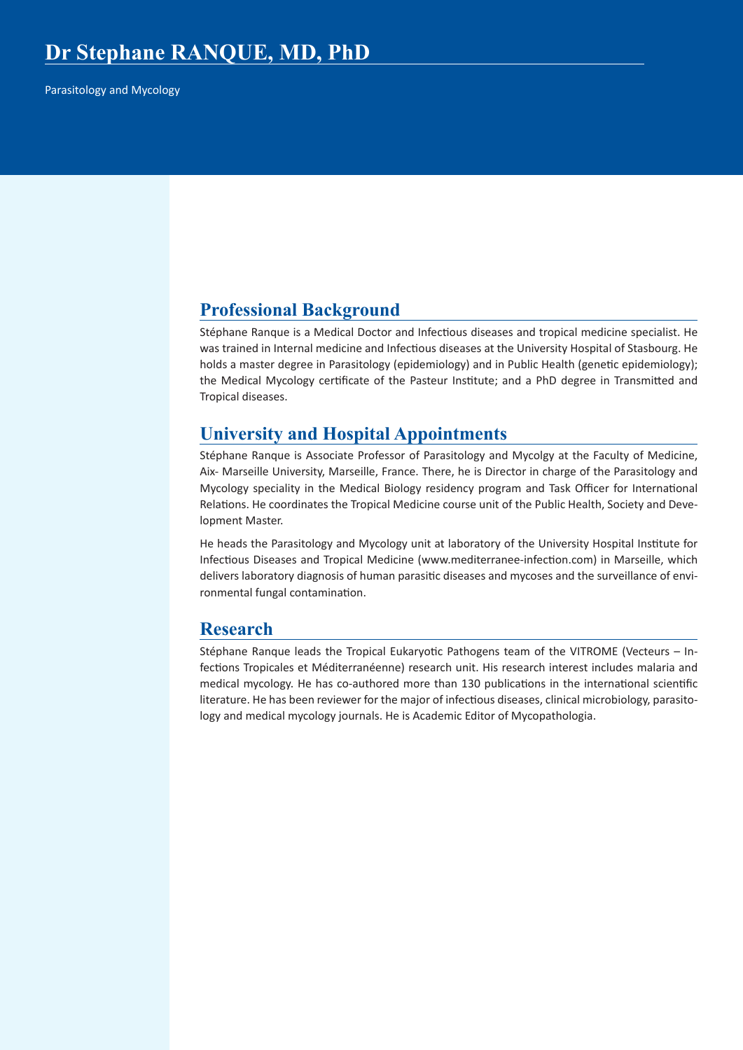# Dr Stephane RANQUE, MD, PhD

Parasitology and Mycology

## Professional Background

Stéphane Ranque is a Medical Doctor and Infectious diseases and tropical medicine specialist. He was trained in Internal medicine and Infectious diseases at the University Hospital of Stasbourg. He holds a master degree in Parasitology (epidemiology) and in Public Health (genetic epidemiology); the Medical Mycology certificate of the Pasteur Institute; and a PhD degree in Transmitted and Tropical diseases.

## University and Hospital Appointments

Stéphane Ranque is Associate Professor of Parasitology and Mycolgy at the Faculty of Medicine, Aix- Marseille University, Marseille, France. There, he is Director in charge of the Parasitology and Mycology speciality in the Medical Biology residency program and Task Officer for International Relations. He coordinates the Tropical Medicine course unit of the Public Health, Society and Development Master.

He heads the Parasitology and Mycology unit at laboratory of the University Hospital Institute for Infectious Diseases and Tropical Medicine (www.mediterranee-infection.com) in Marseille, which delivers laboratory diagnosis of human parasitic diseases and mycoses and the surveillance of environmental fungal contamination.

## Research

Stéphane Ranque leads the Tropical Eukaryotic Pathogens team of the VITROME (Vecteurs – Infections Tropicales et Méditerranéenne) research unit. His research interest includes malaria and medical mycology. He has co-authored more than 130 publications in the international scientific literature. He has been reviewer for the major of infectious diseases, clinical microbiology, parasitology and medical mycology journals. He is Academic Editor of Mycopathologia.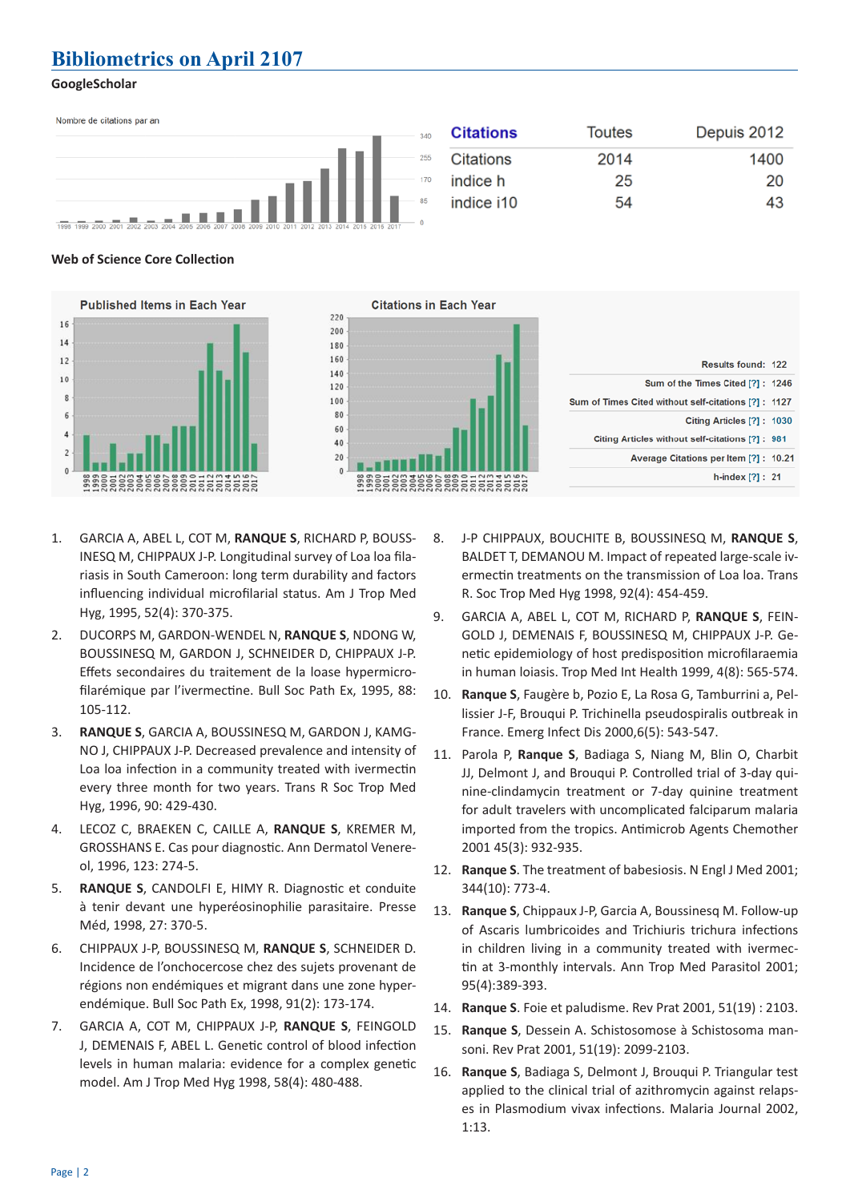## Bibliometrics on April 2107

**GoogleScholar**

| Citations | Toutes | Depuis 2012 |
|---|---|---|
| Citations | 2014 | 1400 |
| indice h | 25 | 20 |
| indice i10 | 54 | 43 |

**Web of Science Core Collection**

| | |
|---|---|
| Results found: | 122 |
| Sum of the Times Cited [?] : | 1246 |
| Sum of Times Cited without self-citations [?] : | 1127 |
| Citing Articles [?] : | 1030 |
| Citing Articles without self-citations [?] : | 981 |
| Average Citations per Item [?] : | 10.21 |
| h-index [?] : | 21 |

1. GARCIA A, ABEL L, COT M, **RANQUE S**, RICHARD P, BOUSSINESQ M, CHIPPAUX J-P. Longitudinal survey of Loa loa filariasis in South Cameroon: long term durability and factors influencing individual microfilarial status. Am J Trop Med Hyg, 1995, 52(4): 370-375.
2. DUCORPS M, GARDON-WENDEL N, **RANQUE S**, NDONG W, BOUSSINESQ M, GARDON J, SCHNEIDER D, CHIPPAUX J-P. Effets secondaires du traitement de la loase hypermicrofilarémique par l'ivermectine. Bull Soc Path Ex, 1995, 88: 105-112.
3. **RANQUE S**, GARCIA A, BOUSSINESQ M, GARDON J, KAMGNO J, CHIPPAUX J-P. Decreased prevalence and intensity of Loa loa infection in a community treated with ivermectin every three month for two years. Trans R Soc Trop Med Hyg, 1996, 90: 429-430.
4. LECOZ C, BRAEKEN C, CAILLE A, **RANQUE S**, KREMER M, GROSSHANS E. Cas pour diagnostic. Ann Dermatol Venereol, 1996, 123: 274-5.
5. **RANQUE S**, CANDOLFI E, HIMY R. Diagnostic et conduite à tenir devant une hyperéosinophilie parasitaire. Presse Méd, 1998, 27: 370-5.
6. CHIPPAUX J-P, BOUSSINESQ M, **RANQUE S**, SCHNEIDER D. Incidence de l'onchocercose chez des sujets provenant de régions non endémiques et migrant dans une zone hyperendémique. Bull Soc Path Ex, 1998, 91(2): 173-174.
7. GARCIA A, COT M, CHIPPAUX J-P, **RANQUE S**, FEINGOLD J, DEMENAIS F, ABEL L. Genetic control of blood infection levels in human malaria: evidence for a complex genetic model. Am J Trop Med Hyg 1998, 58(4): 480-488.
8. J-P CHIPPAUX, BOUCHITE B, BOUSSINESQ M, **RANQUE S**, BALDET T, DEMANOU M. Impact of repeated large-scale ivermectin treatments on the transmission of Loa loa. Trans R. Soc Trop Med Hyg 1998, 92(4): 454-459.
9. GARCIA A, ABEL L, COT M, RICHARD P, **RANQUE S**, FEINGOLD J, DEMENAIS F, BOUSSINESQ M, CHIPPAUX J-P. Genetic epidemiology of host predisposition microfilaraemia in human loiasis. Trop Med Int Health 1999, 4(8): 565-574.
10. **Ranque S**, Faugère b, Pozio E, La Rosa G, Tamburrini a, Pellissier J-F, Brouqui P. Trichinella pseudospiralis outbreak in France. Emerg Infect Dis 2000,6(5): 543-547.
11. Parola P, **Ranque S**, Badiaga S, Niang M, Blin O, Charbit JJ, Delmont J, and Brouqui P. Controlled trial of 3-day quinine-clindamycin treatment or 7-day quinine treatment for adult travelers with uncomplicated falciparum malaria imported from the tropics. Antimicrob Agents Chemother 2001 45(3): 932-935.
12. **Ranque S**. The treatment of babesiosis. N Engl J Med 2001; 344(10): 773-4.
13. **Ranque S**, Chippaux J-P, Garcia A, Boussinesq M. Follow-up of Ascaris lumbricoides and Trichiuris trichura infections in children living in a community treated with ivermectin at 3-monthly intervals. Ann Trop Med Parasitol 2001; 95(4):389-393.
14. **Ranque S**. Foie et paludisme. Rev Prat 2001, 51(19) : 2103.
15. **Ranque S**, Dessein A. Schistosomose à Schistosoma mansoni. Rev Prat 2001, 51(19): 2099-2103.
16. **Ranque S**, Badiaga S, Delmont J, Brouqui P. Triangular test applied to the clinical trial of azithromycin against relapses in Plasmodium vivax infections. Malaria Journal 2002, 1:13.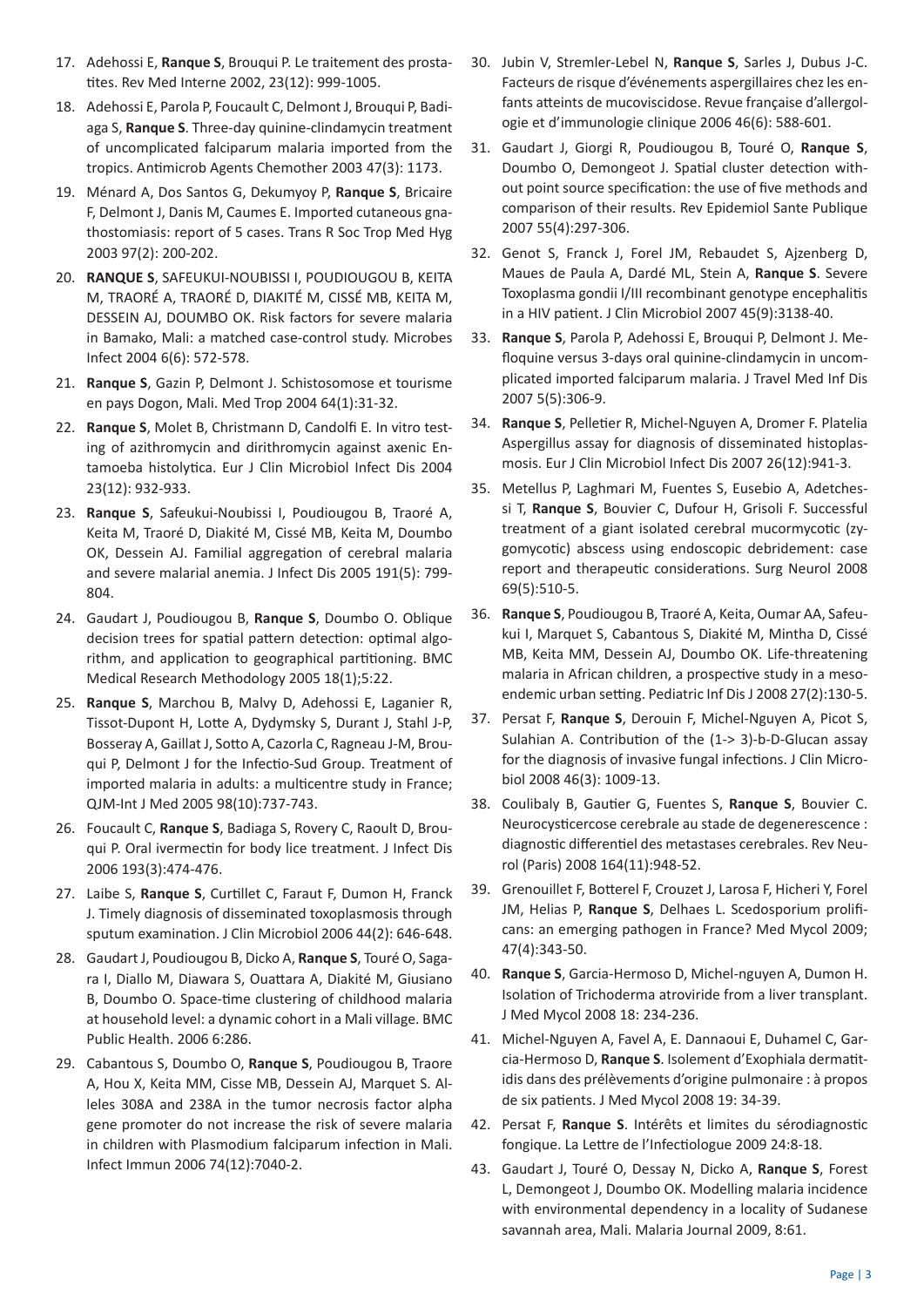17. Adehossi E, **Ranque S**, Brouqui P. Le traitement des prostatites. Rev Med Interne 2002, 23(12): 999-1005.
18. Adehossi E, Parola P, Foucault C, Delmont J, Brouqui P, Badiaga S, **Ranque S**. Three-day quinine-clindamycin treatment of uncomplicated falciparum malaria imported from the tropics. Antimicrob Agents Chemother 2003 47(3): 1173.
19. Ménard A, Dos Santos G, Dekumyoy P, **Ranque S**, Bricaire F, Delmont J, Danis M, Caumes E. Imported cutaneous gnathostomiasis: report of 5 cases. Trans R Soc Trop Med Hyg 2003 97(2): 200-202.
20. **RANQUE S**, SAFEUKUI-NOUBISSI I, POUDIOUGOU B, KEITA M, TRAORÉ A, TRAORÉ D, DIAKITÉ M, CISSÉ MB, KEITA M, DESSEIN AJ, DOUMBO OK. Risk factors for severe malaria in Bamako, Mali: a matched case-control study. Microbes Infect 2004 6(6): 572-578.
21. **Ranque S**, Gazin P, Delmont J. Schistosomose et tourisme en pays Dogon, Mali. Med Trop 2004 64(1):31-32.
22. **Ranque S**, Molet B, Christmann D, Candolfi E. In vitro testing of azithromycin and dirithromycin against axenic Entamoeba histolytica. Eur J Clin Microbiol Infect Dis 2004 23(12): 932-933.
23. **Ranque S**, Safeukui-Noubissi I, Poudiougou B, Traoré A, Keita M, Traoré D, Diakité M, Cissé MB, Keita M, Doumbo OK, Dessein AJ. Familial aggregation of cerebral malaria and severe malarial anemia. J Infect Dis 2005 191(5): 799-804.
24. Gaudart J, Poudiougou B, **Ranque S**, Doumbo O. Oblique decision trees for spatial pattern detection: optimal algorithm, and application to geographical partitioning. BMC Medical Research Methodology 2005 18(1);5:22.
25. **Ranque S**, Marchou B, Malvy D, Adehossi E, Laganier R, Tissot-Dupont H, Lotte A, Dydymsky S, Durant J, Stahl J-P, Bosseray A, Gaillat J, Sotto A, Cazorla C, Ragneau J-M, Brouqui P, Delmont J for the Infectio-Sud Group. Treatment of imported malaria in adults: a multicentre study in France; QJM-Int J Med 2005 98(10):737-743.
26. Foucault C, **Ranque S**, Badiaga S, Rovery C, Raoult D, Brouqui P. Oral ivermectin for body lice treatment. J Infect Dis 2006 193(3):474-476.
27. Laibe S, **Ranque S**, Curtillet C, Faraut F, Dumon H, Franck J. Timely diagnosis of disseminated toxoplasmosis through sputum examination. J Clin Microbiol 2006 44(2): 646-648.
28. Gaudart J, Poudiougou B, Dicko A, **Ranque S**, Touré O, Sagara I, Diallo M, Diawara S, Ouattara A, Diakité M, Giusiano B, Doumbo O. Space-time clustering of childhood malaria at household level: a dynamic cohort in a Mali village. BMC Public Health. 2006 6:286.
29. Cabantous S, Doumbo O, **Ranque S**, Poudiougou B, Traore A, Hou X, Keita MM, Cisse MB, Dessein AJ, Marquet S. Alleles 308A and 238A in the tumor necrosis factor alpha gene promoter do not increase the risk of severe malaria in children with Plasmodium falciparum infection in Mali. Infect Immun 2006 74(12):7040-2.
30. Jubin V, Stremler-Lebel N, **Ranque S**, Sarles J, Dubus J-C. Facteurs de risque d'événements aspergillaires chez les enfants atteints de mucoviscidose. Revue française d'allergologie et d'immunologie clinique 2006 46(6): 588-601.
31. Gaudart J, Giorgi R, Poudiougou B, Touré O, **Ranque S**, Doumbo O, Demongeot J. Spatial cluster detection without point source specification: the use of five methods and comparison of their results. Rev Epidemiol Sante Publique 2007 55(4):297-306.
32. Genot S, Franck J, Forel JM, Rebaudet S, Ajzenberg D, Maues de Paula A, Dardé ML, Stein A, **Ranque S**. Severe Toxoplasma gondii I/III recombinant genotype encephalitis in a HIV patient. J Clin Microbiol 2007 45(9):3138-40.
33. **Ranque S**, Parola P, Adehossi E, Brouqui P, Delmont J. Mefloquine versus 3-days oral quinine-clindamycin in uncomplicated imported falciparum malaria. J Travel Med Inf Dis 2007 5(5):306-9.
34. **Ranque S**, Pelletier R, Michel-Nguyen A, Dromer F. Platelia Aspergillus assay for diagnosis of disseminated histoplasmosis. Eur J Clin Microbiol Infect Dis 2007 26(12):941-3.
35. Metellus P, Laghmari M, Fuentes S, Eusebio A, Adetchessi T, **Ranque S**, Bouvier C, Dufour H, Grisoli F. Successful treatment of a giant isolated cerebral mucormycotic (zygomycotic) abscess using endoscopic debridement: case report and therapeutic considerations. Surg Neurol 2008 69(5):510-5.
36. **Ranque S**, Poudiougou B, Traoré A, Keita, Oumar AA, Safeukui I, Marquet S, Cabantous S, Diakité M, Mintha D, Cissé MB, Keita MM, Dessein AJ, Doumbo OK. Life-threatening malaria in African children, a prospective study in a mesoendemic urban setting. Pediatric Inf Dis J 2008 27(2):130-5.
37. Persat F, **Ranque S**, Derouin F, Michel-Nguyen A, Picot S, Sulahian A. Contribution of the (1-> 3)-b-D-Glucan assay for the diagnosis of invasive fungal infections. J Clin Microbiol 2008 46(3): 1009-13.
38. Coulibaly B, Gautier G, Fuentes S, **Ranque S**, Bouvier C. Neurocysticercose cerebrale au stade de degenerescence : diagnostic differentiel des metastases cerebrales. Rev Neurol (Paris) 2008 164(11):948-52.
39. Grenouillet F, Botterel F, Crouzet J, Larosa F, Hicheri Y, Forel JM, Helias P, **Ranque S**, Delhaes L. Scedosporium prolificans: an emerging pathogen in France? Med Mycol 2009; 47(4):343-50.
40. **Ranque S**, Garcia-Hermoso D, Michel-nguyen A, Dumon H. Isolation of Trichoderma atroviride from a liver transplant. J Med Mycol 2008 18: 234-236.
41. Michel-Nguyen A, Favel A, E. Dannaoui E, Duhamel C, Garcia-Hermoso D, **Ranque S**. Isolement d'Exophiala dermatitidis dans des prélèvements d'origine pulmonaire : à propos de six patients. J Med Mycol 2008 19: 34-39.
42. Persat F, **Ranque S**. Intérêts et limites du sérodiagnostic fongique. La Lettre de l'Infectiologue 2009 24:8-18.
43. Gaudart J, Touré O, Dessay N, Dicko A, **Ranque S**, Forest L, Demongeot J, Doumbo OK. Modelling malaria incidence with environmental dependency in a locality of Sudanese savannah area, Mali. Malaria Journal 2009, 8:61.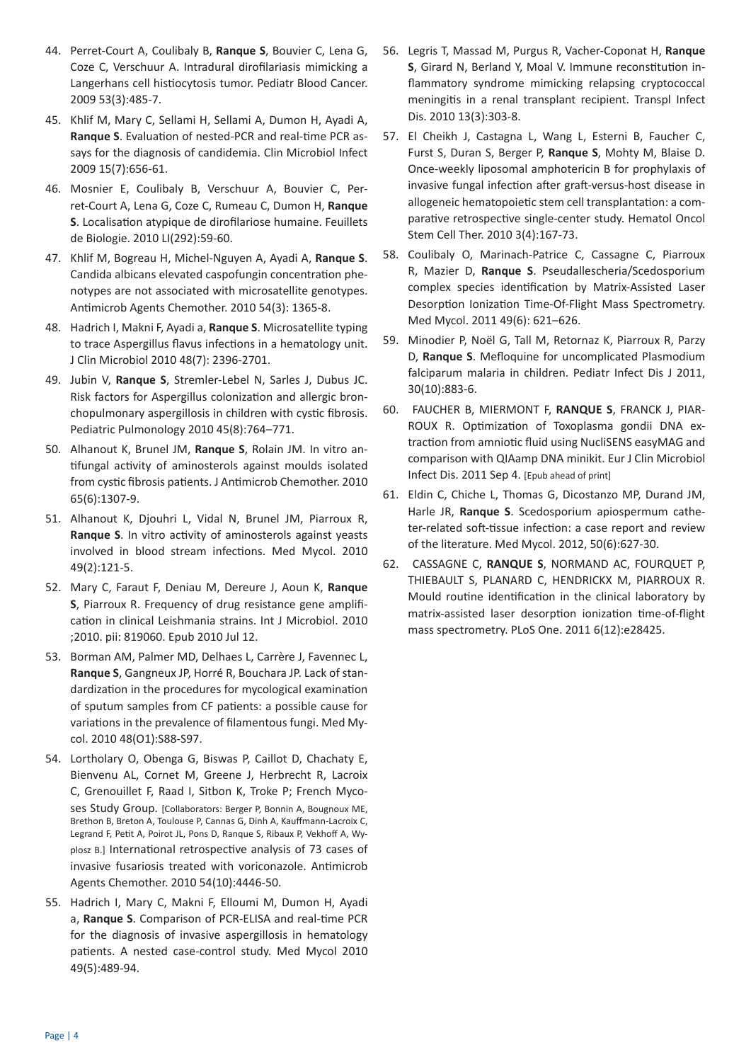44. Perret-Court A, Coulibaly B, **Ranque S**, Bouvier C, Lena G, Coze C, Verschuur A. Intradural dirofilariasis mimicking a Langerhans cell histiocytosis tumor. Pediatr Blood Cancer. 2009 53(3):485-7.

45. Khlif M, Mary C, Sellami H, Sellami A, Dumon H, Ayadi A, **Ranque S**. Evaluation of nested-PCR and real-time PCR assays for the diagnosis of candidemia. Clin Microbiol Infect 2009 15(7):656-61.

46. Mosnier E, Coulibaly B, Verschuur A, Bouvier C, Perret-Court A, Lena G, Coze C, Rumeau C, Dumon H, **Ranque S**. Localisation atypique de dirofilariose humaine. Feuillets de Biologie. 2010 LI(292):59-60.

47. Khlif M, Bogreau H, Michel-Nguyen A, Ayadi A, **Ranque S**. Candida albicans elevated caspofungin concentration phenotypes are not associated with microsatellite genotypes. Antimicrob Agents Chemother. 2010 54(3): 1365-8.

48. Hadrich I, Makni F, Ayadi a, **Ranque S**. Microsatellite typing to trace Aspergillus flavus infections in a hematology unit. J Clin Microbiol 2010 48(7): 2396-2701.

49. Jubin V, **Ranque S**, Stremler-Lebel N, Sarles J, Dubus JC. Risk factors for Aspergillus colonization and allergic bronchopulmonary aspergillosis in children with cystic fibrosis. Pediatric Pulmonology 2010 45(8):764–771.

50. Alhanout K, Brunel JM, **Ranque S**, Rolain JM. In vitro antifungal activity of aminosterols against moulds isolated from cystic fibrosis patients. J Antimicrob Chemother. 2010 65(6):1307-9.

51. Alhanout K, Djouhri L, Vidal N, Brunel JM, Piarroux R, **Ranque S**. In vitro activity of aminosterols against yeasts involved in blood stream infections. Med Mycol. 2010 49(2):121-5.

52. Mary C, Faraut F, Deniau M, Dereure J, Aoun K, **Ranque S**, Piarroux R. Frequency of drug resistance gene amplification in clinical Leishmania strains. Int J Microbiol. 2010 ;2010. pii: 819060. Epub 2010 Jul 12.

53. Borman AM, Palmer MD, Delhaes L, Carrère J, Favennec L, **Ranque S**, Gangneux JP, Horré R, Bouchara JP. Lack of standardization in the procedures for mycological examination of sputum samples from CF patients: a possible cause for variations in the prevalence of filamentous fungi. Med Mycol. 2010 48(O1):S88-S97.

54. Lortholary O, Obenga G, Biswas P, Caillot D, Chachaty E, Bienvenu AL, Cornet M, Greene J, Herbrecht R, Lacroix C, Grenouillet F, Raad I, Sitbon K, Troke P; French Mycoses Study Group. [Collaborators: Berger P, Bonnin A, Bougnoux ME, Brethon B, Breton A, Toulouse P, Cannas G, Dinh A, Kauffmann-Lacroix C, Legrand F, Petit A, Poirot JL, Pons D, Ranque S, Ribaux P, Vekhoff A, Wyplosz B.] International retrospective analysis of 73 cases of invasive fusariosis treated with voriconazole. Antimicrob Agents Chemother. 2010 54(10):4446-50.

55. Hadrich I, Mary C, Makni F, Elloumi M, Dumon H, Ayadi a, **Ranque S**. Comparison of PCR-ELISA and real-time PCR for the diagnosis of invasive aspergillosis in hematology patients. A nested case-control study. Med Mycol 2010 49(5):489-94.

56. Legris T, Massad M, Purgus R, Vacher-Coponat H, **Ranque S**, Girard N, Berland Y, Moal V. Immune reconstitution inflammatory syndrome mimicking relapsing cryptococcal meningitis in a renal transplant recipient. Transpl Infect Dis. 2010 13(3):303-8.

57. El Cheikh J, Castagna L, Wang L, Esterni B, Faucher C, Furst S, Duran S, Berger P, **Ranque S**, Mohty M, Blaise D. Once-weekly liposomal amphotericin B for prophylaxis of invasive fungal infection after graft-versus-host disease in allogeneic hematopoietic stem cell transplantation: a comparative retrospective single-center study. Hematol Oncol Stem Cell Ther. 2010 3(4):167-73.

58. Coulibaly O, Marinach-Patrice C, Cassagne C, Piarroux R, Mazier D, **Ranque S**. Pseudallescheria/Scedosporium complex species identification by Matrix-Assisted Laser Desorption Ionization Time-Of-Flight Mass Spectrometry. Med Mycol. 2011 49(6): 621–626.

59. Minodier P, Noël G, Tall M, Retornaz K, Piarroux R, Parzy D, **Ranque S**. Mefloquine for uncomplicated Plasmodium falciparum malaria in children. Pediatr Infect Dis J 2011, 30(10):883-6.

60. FAUCHER B, MIERMONT F, **RANQUE S**, FRANCK J, PIARROUX R. Optimization of Toxoplasma gondii DNA extraction from amniotic fluid using NucliSENS easyMAG and comparison with QIAamp DNA minikit. Eur J Clin Microbiol Infect Dis. 2011 Sep 4. [Epub ahead of print]

61. Eldin C, Chiche L, Thomas G, Dicostanzo MP, Durand JM, Harle JR, **Ranque S**. Scedosporium apiospermum catheter-related soft-tissue infection: a case report and review of the literature. Med Mycol. 2012, 50(6):627-30.

62. CASSAGNE C, **RANQUE S**, NORMAND AC, FOURQUET P, THIEBAULT S, PLANARD C, HENDRICKX M, PIARROUX R. Mould routine identification in the clinical laboratory by matrix-assisted laser desorption ionization time-of-flight mass spectrometry. PLoS One. 2011 6(12):e28425.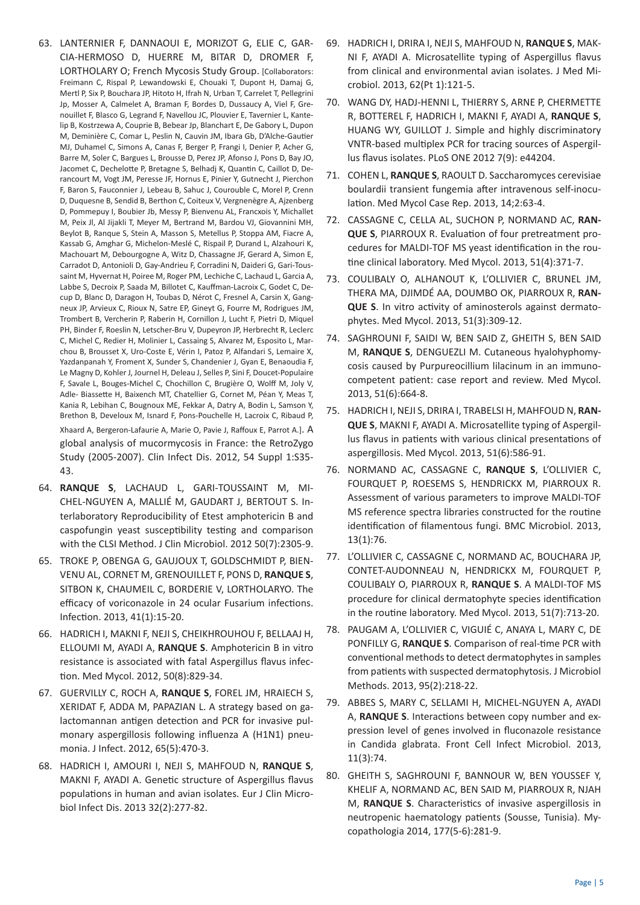63. LANTERNIER F, DANNAOUI E, MORIZOT G, ELIE C, GARCIA-HERMOSO D, HUERRE M, BITAR D, DROMER F, LORTHOLARY O; French Mycosis Study Group. [Collaborators: Freimann C, Rispal P, Lewandowski E, Chouaki T, Dupont H, Damaj G, Mertl P, Six P, Bouchara JP, Hitoto H, Ifrah N, Urban T, Carrelet T, Pellegrini Jp, Mosser A, Calmelet A, Braman F, Bordes D, Dussaucy A, Viel F, Grenouillet F, Blasco G, Legrand F, Navellou JC, Plouvier E, Tavernier L, Kantelip B, Kostrzewa A, Couprie B, Bebear Jp, Blanchart E, De Gabory L, Dupon M, Deminière C, Comar L, Peslin N, Cauvin JM, Ibara Gb, D'Alche-Gautier MJ, Duhamel C, Simons A, Canas F, Berger P, Frangi I, Denier P, Acher G, Barre M, Soler C, Bargues L, Brousse D, Perez JP, Afonso J, Pons D, Bay JO, Jacomet C, Dechelotte P, Bretagne S, Belhadj K, Quantin C, Caillot D, Derancourt M, Vogt JM, Peresse JF, Hornus E, Pinier Y, Gutnecht J, Pierchon F, Baron S, Fauconnier J, Lebeau B, Sahuc J, Courouble C, Morel P, Crenn D, Duquesne B, Sendid B, Berthon C, Coiteux V, Vergnenègre A, Ajzenberg D, Pommepuy I, Boubier Jb, Messy P, Bienvenu AL, Francxois Y, Michallet M, Peix Jl, Al Jijakli T, Meyer M, Bertrand M, Bardou VJ, Giovannini MH, Beylot B, Ranque S, Stein A, Masson S, Metellus P, Stoppa AM, Fiacre A, Kassab G, Amghar G, Michelon-Meslé C, Rispail P, Durand L, Alzahouri K, Machouart M, Debourgogne A, Witz D, Chassagne JF, Gerard A, Simon E, Carradot D, Antonioli D, Gay-Andrieu F, Corradini N, Daideri G, Gari-Toussaint M, Hyvernat H, Poiree M, Roger PM, Lechiche C, Lachaud L, Garcia A, Labbe S, Decroix P, Saada M, Billotet C, Kauffman-Lacroix C, Godet C, Decup D, Blanc D, Daragon H, Toubas D, Nérot C, Fresnel A, Carsin X, Gangneux JP, Arvieux C, Rioux N, Satre EP, Gineyt G, Fourre M, Rodrigues JM, Trombert B, Vercherin P, Raberin H, Cornillon J, Lucht F, Pietri D, Miquel PH, Binder F, Roeslin N, Letscher-Bru V, Dupeyron JP, Herbrecht R, Leclerc C, Michel C, Redier H, Molinier L, Cassaing S, Alvarez M, Esposito L, Marchou B, Brousset X, Uro-Coste E, Vérin I, Patoz P, Alfandari S, Lemaire X, Yazdanpanah Y, Froment X, Sunder S, Chandenier J, Gyan E, Benaoudia F, Le Magny D, Kohler J, Journel H, Deleau J, Selles P, Sini F, Doucet-Populaire F, Savale L, Bouges-Michel C, Chochillon C, Brugière O, Wolff M, Joly V, Adle- Biassette H, Baixench MT, Chatellier G, Cornet M, Péan Y, Meas T, Kania R, Lebihan C, Bougnoux ME, Fekkar A, Datry A, Bodin L, Samson Y, Brethon B, Develoux M, Isnard F, Pons-Pouchelle H, Lacroix C, Ribaud P, Xhaard A, Bergeron-Lafaurie A, Marie O, Pavie J, Raffoux E, Parrot A.]. A global analysis of mucormycosis in France: the RetroZygo Study (2005-2007). Clin Infect Dis. 2012, 54 Suppl 1:S35-43.
64. **RANQUE S**, LACHAUD L, GARI-TOUSSAINT M, MICHEL-NGUYEN A, MALLIÉ M, GAUDART J, BERTOUT S. Interlaboratory Reproducibility of Etest amphotericin B and caspofungin yeast susceptibility testing and comparison with the CLSI Method. J Clin Microbiol. 2012 50(7):2305-9.
65. TROKE P, OBENGA G, GAUJOUX T, GOLDSCHMIDT P, BIENVENU AL, CORNET M, GRENOUILLET F, PONS D, **RANQUE S**, SITBON K, CHAUMEIL C, BORDERIE V, LORTHOLARYO. The efficacy of voriconazole in 24 ocular Fusarium infections. Infection. 2013, 41(1):15-20.
66. HADRICH I, MAKNI F, NEJI S, CHEIKHROUHOU F, BELLAAJ H, ELLOUMI M, AYADI A, **RANQUE S**. Amphotericin B in vitro resistance is associated with fatal Aspergillus flavus infection. Med Mycol. 2012, 50(8):829-34.
67. GUERVILLY C, ROCH A, **RANQUE S**, FOREL JM, HRAIECH S, XERIDAT F, ADDA M, PAPAZIAN L. A strategy based on galactomannan antigen detection and PCR for invasive pulmonary aspergillosis following influenza A (H1N1) pneumonia. J Infect. 2012, 65(5):470-3.
68. HADRICH I, AMOURI I, NEJI S, MAHFOUD N, **RANQUE S**, MAKNI F, AYADI A. Genetic structure of Aspergillus flavus populations in human and avian isolates. Eur J Clin Microbiol Infect Dis. 2013 32(2):277-82.
69. HADRICH I, DRIRA I, NEJI S, MAHFOUD N, **RANQUE S**, MAKNI F, AYADI A. Microsatellite typing of Aspergillus flavus from clinical and environmental avian isolates. J Med Microbiol. 2013, 62(Pt 1):121-5.
70. WANG DY, HADJ-HENNI L, THIERRY S, ARNE P, CHERMETTE R, BOTTEREL F, HADRICH I, MAKNI F, AYADI A, **RANQUE S**, HUANG WY, GUILLOT J. Simple and highly discriminatory VNTR-based multiplex PCR for tracing sources of Aspergillus flavus isolates. PLoS ONE 2012 7(9): e44204.
71. COHEN L, **RANQUE S**, RAOULT D. Saccharomyces cerevisiae boulardii transient fungemia after intravenous self-inoculation. Med Mycol Case Rep. 2013, 14;2:63-4.
72. CASSAGNE C, CELLA AL, SUCHON P, NORMAND AC, **RANQUE S**, PIARROUX R. Evaluation of four pretreatment procedures for MALDI-TOF MS yeast identification in the routine clinical laboratory. Med Mycol. 2013, 51(4):371-7.
73. COULIBALY O, ALHANOUT K, L'OLLIVIER C, BRUNEL JM, THERA MA, DJIMDÉ AA, DOUMBO OK, PIARROUX R, **RANQUE S**. In vitro activity of aminosterols against dermatophytes. Med Mycol. 2013, 51(3):309-12.
74. SAGHROUNI F, SAIDI W, BEN SAID Z, GHEITH S, BEN SAID M, **RANQUE S**, DENGUEZLI M. Cutaneous hyalohyphomycosis caused by Purpureocillium lilacinum in an immunocompetent patient: case report and review. Med Mycol. 2013, 51(6):664-8.
75. HADRICH I, NEJI S, DRIRA I, TRABELSI H, MAHFOUD N, **RANQUE S**, MAKNI F, AYADI A. Microsatellite typing of Aspergillus flavus in patients with various clinical presentations of aspergillosis. Med Mycol. 2013, 51(6):586-91.
76. NORMAND AC, CASSAGNE C, **RANQUE S**, L'OLLIVIER C, FOURQUET P, ROESEMS S, HENDRICKX M, PIARROUX R. Assessment of various parameters to improve MALDI-TOF MS reference spectra libraries constructed for the routine identification of filamentous fungi. BMC Microbiol. 2013, 13(1):76.
77. L'OLLIVIER C, CASSAGNE C, NORMAND AC, BOUCHARA JP, CONTET-AUDONNEAU N, HENDRICKX M, FOURQUET P, COULIBALY O, PIARROUX R, **RANQUE S**. A MALDI-TOF MS procedure for clinical dermatophyte species identification in the routine laboratory. Med Mycol. 2013, 51(7):713-20.
78. PAUGAM A, L'OLLIVIER C, VIGUIÉ C, ANAYA L, MARY C, DE PONFILLY G, **RANQUE S**. Comparison of real-time PCR with conventional methods to detect dermatophytes in samples from patients with suspected dermatophytosis. J Microbiol Methods. 2013, 95(2):218-22.
79. ABBES S, MARY C, SELLAMI H, MICHEL-NGUYEN A, AYADI A, **RANQUE S**. Interactions between copy number and expression level of genes involved in fluconazole resistance in Candida glabrata. Front Cell Infect Microbiol. 2013, 11(3):74.
80. GHEITH S, SAGHROUNI F, BANNOUR W, BEN YOUSSEF Y, KHELIF A, NORMAND AC, BEN SAID M, PIARROUX R, NJAH M, **RANQUE S**. Characteristics of invasive aspergillosis in neutropenic haematology patients (Sousse, Tunisia). Mycopathologia 2014, 177(5-6):281-9.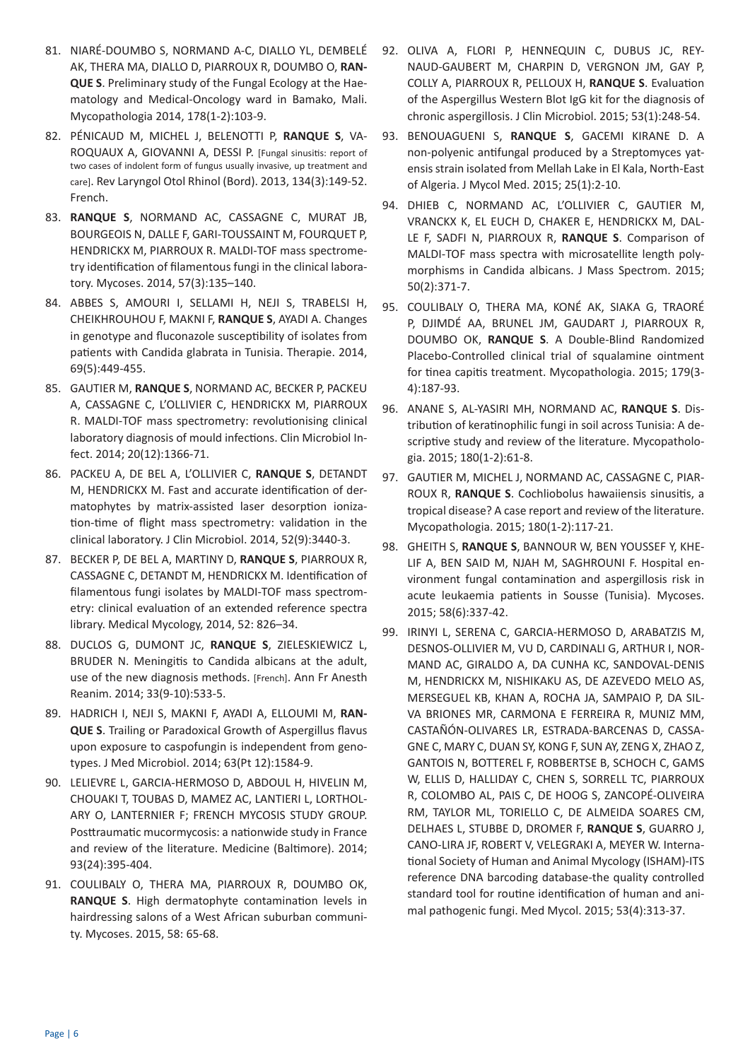81. NIARÉ-DOUMBO S, NORMAND A-C, DIALLO YL, DEMBELÉ AK, THERA MA, DIALLO D, PIARROUX R, DOUMBO O, **RANQUE S**. Preliminary study of the Fungal Ecology at the Haematology and Medical-Oncology ward in Bamako, Mali. Mycopathologia 2014, 178(1-2):103-9.

82. PÉNICAUD M, MICHEL J, BELENOTTI P, **RANQUE S**, VAROQUAUX A, GIOVANNI A, DESSI P. [Fungal sinusitis: report of two cases of indolent form of fungus usually invasive, up treatment and care]. Rev Laryngol Otol Rhinol (Bord). 2013, 134(3):149-52. French.

83. **RANQUE S**, NORMAND AC, CASSAGNE C, MURAT JB, BOURGEOIS N, DALLE F, GARI-TOUSSAINT M, FOURQUET P, HENDRICKX M, PIARROUX R. MALDI-TOF mass spectrometry identification of filamentous fungi in the clinical laboratory. Mycoses. 2014, 57(3):135–140.

84. ABBES S, AMOURI I, SELLAMI H, NEJI S, TRABELSI H, CHEIKHROUHOU F, MAKNI F, **RANQUE S**, AYADI A. Changes in genotype and fluconazole susceptibility of isolates from patients with Candida glabrata in Tunisia. Therapie. 2014, 69(5):449-455.

85. GAUTIER M, **RANQUE S**, NORMAND AC, BECKER P, PACKEU A, CASSAGNE C, L'OLLIVIER C, HENDRICKX M, PIARROUX R. MALDI-TOF mass spectrometry: revolutionising clinical laboratory diagnosis of mould infections. Clin Microbiol Infect. 2014; 20(12):1366-71.

86. PACKEU A, DE BEL A, L'OLLIVIER C, **RANQUE S**, DETANDT M, HENDRICKX M. Fast and accurate identification of dermatophytes by matrix-assisted laser desorption ionization-time of flight mass spectrometry: validation in the clinical laboratory. J Clin Microbiol. 2014, 52(9):3440-3.

87. BECKER P, DE BEL A, MARTINY D, **RANQUE S**, PIARROUX R, CASSAGNE C, DETANDT M, HENDRICKX M. Identification of filamentous fungi isolates by MALDI-TOF mass spectrometry: clinical evaluation of an extended reference spectra library. Medical Mycology, 2014, 52: 826–34.

88. DUCLOS G, DUMONT JC, **RANQUE S**, ZIELESKIEWICZ L, BRUDER N. Meningitis to Candida albicans at the adult, use of the new diagnosis methods. [French]. Ann Fr Anesth Reanim. 2014; 33(9-10):533-5.

89. HADRICH I, NEJI S, MAKNI F, AYADI A, ELLOUMI M, **RANQUE S**. Trailing or Paradoxical Growth of Aspergillus flavus upon exposure to caspofungin is independent from genotypes. J Med Microbiol. 2014; 63(Pt 12):1584-9.

90. LELIEVRE L, GARCIA-HERMOSO D, ABDOUL H, HIVELIN M, CHOUAKI T, TOUBAS D, MAMEZ AC, LANTIERI L, LORTHOLARY O, LANTERNIER F; FRENCH MYCOSIS STUDY GROUP. Posttraumatic mucormycosis: a nationwide study in France and review of the literature. Medicine (Baltimore). 2014; 93(24):395-404.

91. COULIBALY O, THERA MA, PIARROUX R, DOUMBO OK, **RANQUE S**. High dermatophyte contamination levels in hairdressing salons of a West African suburban community. Mycoses. 2015, 58: 65-68.

92. OLIVA A, FLORI P, HENNEQUIN C, DUBUS JC, REYNAUD-GAUBERT M, CHARPIN D, VERGNON JM, GAY P, COLLY A, PIARROUX R, PELLOUX H, **RANQUE S**. Evaluation of the Aspergillus Western Blot IgG kit for the diagnosis of chronic aspergillosis. J Clin Microbiol. 2015; 53(1):248-54.

93. BENOUAGUENI S, **RANQUE S**, GACEMI KIRANE D. A non-polyenic antifungal produced by a Streptomyces yatensis strain isolated from Mellah Lake in El Kala, North-East of Algeria. J Mycol Med. 2015; 25(1):2-10.

94. DHIEB C, NORMAND AC, L'OLLIVIER C, GAUTIER M, VRANCKX K, EL EUCH D, CHAKER E, HENDRICKX M, DALLE F, SADFI N, PIARROUX R, **RANQUE S**. Comparison of MALDI-TOF mass spectra with microsatellite length polymorphisms in Candida albicans. J Mass Spectrom. 2015; 50(2):371-7.

95. COULIBALY O, THERA MA, KONÉ AK, SIAKA G, TRAORÉ P, DJIMDÉ AA, BRUNEL JM, GAUDART J, PIARROUX R, DOUMBO OK, **RANQUE S**. A Double-Blind Randomized Placebo-Controlled clinical trial of squalamine ointment for tinea capitis treatment. Mycopathologia. 2015; 179(3-4):187-93.

96. ANANE S, AL-YASIRI MH, NORMAND AC, **RANQUE S**. Distribution of keratinophilic fungi in soil across Tunisia: A descriptive study and review of the literature. Mycopathologia. 2015; 180(1-2):61-8.

97. GAUTIER M, MICHEL J, NORMAND AC, CASSAGNE C, PIARROUX R, **RANQUE S**. Cochliobolus hawaiiensis sinusitis, a tropical disease? A case report and review of the literature. Mycopathologia. 2015; 180(1-2):117-21.

98. GHEITH S, **RANQUE S**, BANNOUR W, BEN YOUSSEF Y, KHELIF A, BEN SAID M, NJAH M, SAGHROUNI F. Hospital environment fungal contamination and aspergillosis risk in acute leukaemia patients in Sousse (Tunisia). Mycoses. 2015; 58(6):337-42.

99. IRINYI L, SERENA C, GARCIA-HERMOSO D, ARABATZIS M, DESNOS-OLLIVIER M, VU D, CARDINALI G, ARTHUR I, NORMAND AC, GIRALDO A, DA CUNHA KC, SANDOVAL-DENIS M, HENDRICKX M, NISHIKAKU AS, DE AZEVEDO MELO AS, MERSEGUEL KB, KHAN A, ROCHA JA, SAMPAIO P, DA SILVA BRIONES MR, CARMONA E FERREIRA R, MUNIZ MM, CASTAÑÓN-OLIVARES LR, ESTRADA-BARCENAS D, CASSAGNE C, MARY C, DUAN SY, KONG F, SUN AY, ZENG X, ZHAO Z, GANTOIS N, BOTTEREL F, ROBBERTSE B, SCHOCH C, GAMS W, ELLIS D, HALLIDAY C, CHEN S, SORRELL TC, PIARROUX R, COLOMBO AL, PAIS C, DE HOOG S, ZANCOPÉ-OLIVEIRA RM, TAYLOR ML, TORIELLO C, DE ALMEIDA SOARES CM, DELHAES L, STUBBE D, DROMER F, **RANQUE S**, GUARRO J, CANO-LIRA JF, ROBERT V, VELEGRAKI A, MEYER W. International Society of Human and Animal Mycology (ISHAM)-ITS reference DNA barcoding database-the quality controlled standard tool for routine identification of human and animal pathogenic fungi. Med Mycol. 2015; 53(4):313-37.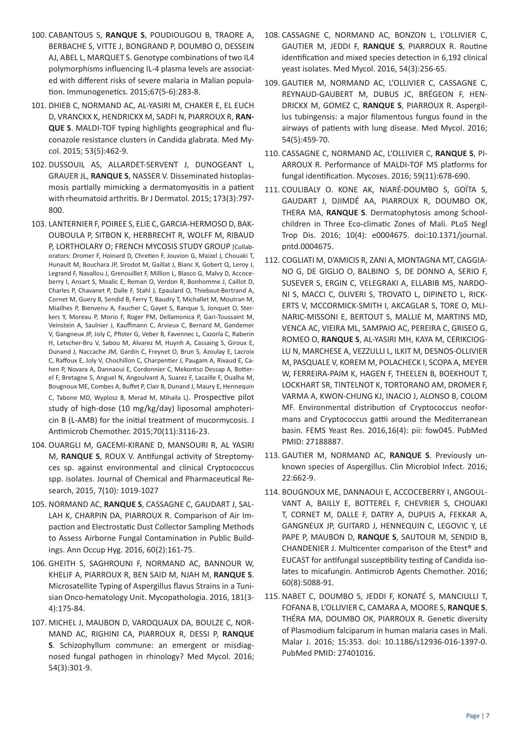100. CABANTOUS S, **RANQUE S**, POUDIOUGOU B, TRAORE A, BERBACHE S, VITTE J, BONGRAND P, DOUMBO O, DESSEIN AJ, ABEL L, MARQUET S. Genotype combinations of two IL4 polymorphisms influencing IL-4 plasma levels are associated with different risks of severe malaria in Malian population. Immunogenetics. 2015;67(5-6):283-8.

101. DHIEB C, NORMAND AC, AL-YASIRI M, CHAKER E, EL EUCH D, VRANCKX K, HENDRICKX M, SADFI N, PIARROUX R, **RANQUE S**. MALDI-TOF typing highlights geographical and fluconazole resistance clusters in Candida glabrata. Med Mycol. 2015; 53(5):462-9.

102. DUSSOUIL AS, ALLARDET-SERVENT J, DUNOGEANT L, GRAUER JL, **RANQUE S**, NASSER V. Disseminated histoplasmosis partially mimicking a dermatomyositis in a patient with rheumatoid arthritis. Br J Dermatol. 2015; 173(3):797-800.

103. LANTERNIER F, POIREE S, ELIE C, GARCIA-HERMOSO D, BAKOUBOULA P, SITBON K, HERBRECHT R, WOLFF M, RIBAUD P, LORTHOLARY O; FRENCH MYCOSIS STUDY GROUP [Collaborators: Dromer F, Hoinard D, Chretien F, Jouvion G, Maizel J, Chouaki T, Hunault M, Bouchara JP, Sirodot M, Gaillat J, Blanc X, Gobert Q, Leroy J, Legrand F, Navallou J, Grenouillet F, Million L, Blasco G, Malvy D, Accoceberry I, Ansart S, Moalic E, Reman O, Verdon R, Bonhomme J, Caillot D, Charles P, Chavanet P, Dalle F, Stahl J, Epaulard O, Thiebaut-Bertrand A, Cornet M, Guery B, Sendid B, Ferry T, Baudry T, Michallet M, Moutran M, Miailhes P, Bienvenu A, Faucher C, Gayet S, Ranque S, Jonquet O, Sterkers Y, Moreau P, Morio F, Roger PM, Dellamonica P, Gari-Toussaint M, Veinstein A, Saulnier J, Kauffmann C, Arvieux C, Bernard M, Gandemer V, Gangneux JP, Joly C, Pfister G, Veber B, Favennec L, Cazorla C, Raberin H, Letscher-Bru V, Sabou M, Alvarez M, Huynh A, Cassaing S, Giroux E, Dunand J, Naccache JM, Gardin C, Freynet O, Brun S, Azoulay E, Lacroix C, Raffoux E, Joly V, Chochillon C, Charpentier J, Paugam A, Rivaud E, Cahen P, Novara A, Dannaoui E, Cordonnier C, Mekontso Dessap A, Botterel F, Bretagne S, Anguel N, Angoulvant A, Suarez F, Lacaille F, Oualha M, Bougnoux ME, Combes A, Buffet P, Clair B, Dunand J, Maury E, Hennequin C, Tabone MD, Wyplosz B, Merad M, Mihaila L]. Prospective pilot study of high-dose (10 mg/kg/day) liposomal amphotericin B (L-AMB) for the initial treatment of mucormycosis. J Antimicrob Chemother. 2015;70(11):3116-23.

104. OUARGLI M, GACEMI-KIRANE D, MANSOURI R, AL YASIRI M, **RANQUE S**, ROUX V. Antifungal activity of Streptomyces sp. against environmental and clinical Cryptococcus spp. isolates. Journal of Chemical and Pharmaceutical Research, 2015, 7(10): 1019-1027

105. NORMAND AC, **RANQUE S**, CASSAGNE C, GAUDART J, SALLAH K, CHARPIN DA, PIARROUX R. Comparison of Air Impaction and Electrostatic Dust Collector Sampling Methods to Assess Airborne Fungal Contamination in Public Buildings. Ann Occup Hyg. 2016, 60(2):161-75.

106. GHEITH S, SAGHROUNI F, NORMAND AC, BANNOUR W, KHELIF A, PIARROUX R, BEN SAID M, NJAH M, **RANQUE S**. Microsatellite Typing of Aspergillus flavus Strains in a Tunisian Onco-hematology Unit. Mycopathologia. 2016, 181(3-4):175-84.

107. MICHEL J, MAUBON D, VAROQUAUX DA, BOULZE C, NORMAND AC, RIGHINI CA, PIARROUX R, DESSI P, **RANQUE S**. Schizophyllum commune: an emergent or misdiagnosed fungal pathogen in rhinology? Med Mycol. 2016; 54(3):301-9.

108. CASSAGNE C, NORMAND AC, BONZON L, L'OLLIVIER C, GAUTIER M, JEDDI F, **RANQUE S**, PIARROUX R. Routine identification and mixed species detection in 6,192 clinical yeast isolates. Med Mycol. 2016, 54(3):256-65.

109. GAUTIER M, NORMAND AC, L'OLLIVIER C, CASSAGNE C, REYNAUD-GAUBERT M, DUBUS JC, BRÉGEON F, HENDRICKX M, GOMEZ C, **RANQUE S**, PIARROUX R. Aspergillus tubingensis: a major filamentous fungus found in the airways of patients with lung disease. Med Mycol. 2016; 54(5):459-70.

110. CASSAGNE C, NORMAND AC, L'OLLIVIER C, **RANQUE S**, PIARROUX R. Performance of MALDI-TOF MS platforms for fungal identification. Mycoses. 2016; 59(11):678-690.

111. COULIBALY O. KONE AK, NIARÉ-DOUMBO S, GOÏTA S, GAUDART J, DJIMDÉ AA, PIARROUX R, DOUMBO OK, THERA MA, **RANQUE S**. Dermatophytosis among Schoolchildren in Three Eco-climatic Zones of Mali. PLoS Negl Trop Dis. 2016; 10(4): e0004675. doi:10.1371/journal.pntd.0004675.

112. COGLIATI M, D'AMICIS R, ZANI A, MONTAGNA MT, CAGGIANO G, DE GIGLIO O, BALBINO S, DE DONNO A, SERIO F, SUSEVER S, ERGIN C, VELEGRAKI A, ELLABIB MS, NARDONI S, MACCI C, OLIVERI S, TROVATO L, DIPINETO L, RICKERTS V, MCCORMICK-SMITH I, AKCAGLAR S, TORE O, MLINARIC-MISSONI E, BERTOUT S, MALLIE M, MARTINS MD, VENCA AC, VIEIRA ML, SAMPAIO AC, PEREIRA C, GRISEO G, ROMEO O, **RANQUE S**, AL-YASIRI MH, KAYA M, CERIKCIOGLU N, MARCHESE A, VEZZULLI L, ILKIT M, DESNOS-OLLIVIER M, PASQUALE V, KOREM M, POLACHECK I, SCOPA A, MEYER W, FERREIRA-PAIM K, HAGEN F, THEELEN B, BOEKHOUT T, LOCKHART SR, TINTELNOT K, TORTORANO AM, DROMER F, VARMA A, KWON-CHUNG KJ, INACIO J, ALONSO B, COLOM MF. Environmental distribution of Cryptococcus neoformans and Cryptococcus gattii around the Mediterranean basin. FEMS Yeast Res. 2016,16(4): pii: fow045. PubMed PMID: 27188887.

113. GAUTIER M, NORMAND AC, **RANQUE S**. Previously unknown species of Aspergillus. Clin Microbiol Infect. 2016; 22:662-9.

114. BOUGNOUX ME, DANNAOUI E, ACCOCEBERRY I, ANGOULVANT A, BAILLY E, BOTTEREL F, CHEVRIER S, CHOUAKI T, CORNET M, DALLE F, DATRY A, DUPUIS A, FEKKAR A, GANGNEUX JP, GUITARD J, HENNEQUIN C, LEGOVIC Y, LE PAPE P, MAUBON D, **RANQUE S**, SAUTOUR M, SENDID B, CHANDENIER J. Multicenter comparison of the Etest® and EUCAST for antifungal susceptibility testing of Candida isolates to micafungin. Antimicrob Agents Chemother. 2016; 60(8):5088-91.

115. NABET C, DOUMBO S, JEDDI F, KONATÉ S, MANCIULLI T, FOFANA B, L'OLLIVIER C, CAMARA A, MOORE S, **RANQUE S**, THÉRA MA, DOUMBO OK, PIARROUX R. Genetic diversity of Plasmodium falciparum in human malaria cases in Mali. Malar J. 2016; 15:353. doi: 10.1186/s12936-016-1397-0. PubMed PMID: 27401016.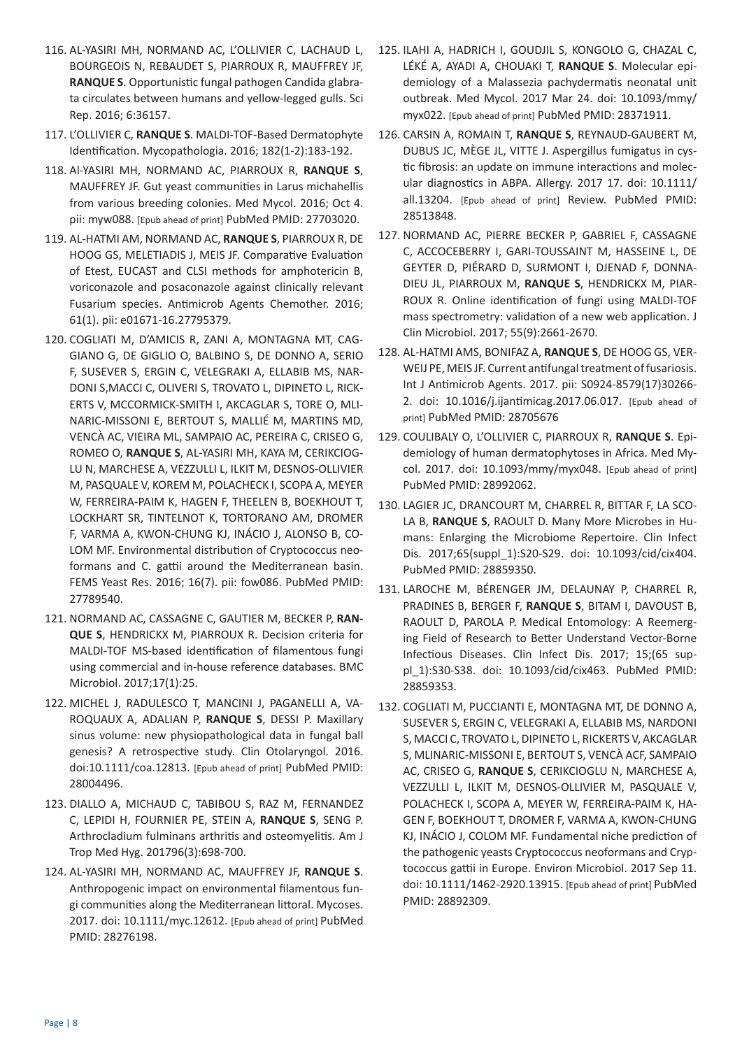116. AL-YASIRI MH, NORMAND AC, L'OLLIVIER C, LACHAUD L, BOURGEOIS N, REBAUDET S, PIARROUX R, MAUFFREY JF, **RANQUE S**. Opportunistic fungal pathogen Candida glabrata circulates between humans and yellow-legged gulls. Sci Rep. 2016; 6:36157.

117. L'OLLIVIER C, **RANQUE S**. MALDI-TOF-Based Dermatophyte Identification. Mycopathologia. 2016; 182(1-2):183-192.

118. Al-YASIRI MH, NORMAND AC, PIARROUX R, **RANQUE S**, MAUFFREY JF. Gut yeast communities in Larus michahellis from various breeding colonies. Med Mycol. 2016; Oct 4. pii: myw088. [Epub ahead of print] PubMed PMID: 27703020.

119. AL-HATMI AM, NORMAND AC, **RANQUE S**, PIARROUX R, DE HOOG GS, MELETIADIS J, MEIS JF. Comparative Evaluation of Etest, EUCAST and CLSI methods for amphotericin B, voriconazole and posaconazole against clinically relevant Fusarium species. Antimicrob Agents Chemother. 2016; 61(1). pii: e01671-16.27795379.

120. COGLIATI M, D'AMICIS R, ZANI A, MONTAGNA MT, CAGGIANO G, DE GIGLIO O, BALBINO S, DE DONNO A, SERIO F, SUSEVER S, ERGIN C, VELEGRAKI A, ELLABIB MS, NARDONI S,MACCI C, OLIVERI S, TROVATO L, DIPINETO L, RICKERTS V, MCCORMICK-SMITH I, AKCAGLAR S, TORE O, MLINARIC-MISSONI E, BERTOUT S, MALLIÉ M, MARTINS MD, VENCÀ AC, VIEIRA ML, SAMPAIO AC, PEREIRA C, CRISEO G, ROMEO O, **RANQUE S**, AL-YASIRI MH, KAYA M, CERIKCIOGLU N, MARCHESE A, VEZZULLI L, ILKIT M, DESNOS-OLLIVIER M, PASQUALE V, KOREM M, POLACHECK I, SCOPA A, MEYER W, FERREIRA-PAIM K, HAGEN F, THEELEN B, BOEKHOUT T, LOCKHART SR, TINTELNOT K, TORTORANO AM, DROMER F, VARMA A, KWON-CHUNG KJ, INÁCIO J, ALONSO B, COLOM MF. Environmental distribution of Cryptococcus neoformans and C. gattii around the Mediterranean basin. FEMS Yeast Res. 2016; 16(7). pii: fow086. PubMed PMID: 27789540.

121. NORMAND AC, CASSAGNE C, GAUTIER M, BECKER P, **RANQUE S**, HENDRICKX M, PIARROUX R. Decision criteria for MALDI-TOF MS-based identification of filamentous fungi using commercial and in-house reference databases. BMC Microbiol. 2017;17(1):25.

122. MICHEL J, RADULESCO T, MANCINI J, PAGANELLI A, VAROQUAUX A, ADALIAN P, **RANQUE S**, DESSI P. Maxillary sinus volume: new physiopathological data in fungal ball genesis? A retrospective study. Clin Otolaryngol. 2016. doi:10.1111/coa.12813. [Epub ahead of print] PubMed PMID: 28004496.

123. DIALLO A, MICHAUD C, TABIBOU S, RAZ M, FERNANDEZ C, LEPIDI H, FOURNIER PE, STEIN A, **RANQUE S**, SENG P. Arthrocladium fulminans arthritis and osteomyelitis. Am J Trop Med Hyg. 201796(3):698-700.

124. AL-YASIRI MH, NORMAND AC, MAUFFREY JF, **RANQUE S**. Anthropogenic impact on environmental filamentous fungi communities along the Mediterranean littoral. Mycoses. 2017. doi: 10.1111/myc.12612. [Epub ahead of print] PubMed PMID: 28276198.

125. ILAHI A, HADRICH I, GOUDJIL S, KONGOLO G, CHAZAL C, LÉKÉ A, AYADI A, CHOUAKI T, **RANQUE S**. Molecular epidemiology of a Malassezia pachydermatis neonatal unit outbreak. Med Mycol. 2017 Mar 24. doi: 10.1093/mmy/myx022. [Epub ahead of print] PubMed PMID: 28371911.

126. CARSIN A, ROMAIN T, **RANQUE S**, REYNAUD-GAUBERT M, DUBUS JC, MÈGE JL, VITTE J. Aspergillus fumigatus in cystic fibrosis: an update on immune interactions and molecular diagnostics in ABPA. Allergy. 2017 17. doi: 10.1111/all.13204. [Epub ahead of print] Review. PubMed PMID: 28513848.

127. NORMAND AC, PIERRE BECKER P, GABRIEL F, CASSAGNE C, ACCOCEBERRY I, GARI-TOUSSAINT M, HASSEINE L, DE GEYTER D, PIÉRARD D, SURMONT I, DJENAD F, DONNADIEU JL, PIARROUX M, **RANQUE S**, HENDRICKX M, PIARROUX R. Online identification of fungi using MALDI-TOF mass spectrometry: validation of a new web application. J Clin Microbiol. 2017; 55(9):2661-2670.

128. AL-HATMI AMS, BONIFAZ A, **RANQUE S**, DE HOOG GS, VERWEIJ PE, MEIS JF. Current antifungal treatment of fusariosis. Int J Antimicrob Agents. 2017. pii: S0924-8579(17)30266-2. doi: 10.1016/j.ijantimicag.2017.06.017. [Epub ahead of print] PubMed PMID: 28705676

129. COULIBALY O, L'OLLIVIER C, PIARROUX R, **RANQUE S**. Epidemiology of human dermatophytoses in Africa. Med Mycol. 2017. doi: 10.1093/mmy/myx048. [Epub ahead of print] PubMed PMID: 28992062.

130. LAGIER JC, DRANCOURT M, CHARREL R, BITTAR F, LA SCOLA B, **RANQUE S**, RAOULT D. Many More Microbes in Humans: Enlarging the Microbiome Repertoire. Clin Infect Dis. 2017;65(suppl_1):S20-S29. doi: 10.1093/cid/cix404. PubMed PMID: 28859350.

131. LAROCHE M, BÉRENGER JM, DELAUNAY P, CHARREL R, PRADINES B, BERGER F, **RANQUE S**, BITAM I, DAVOUST B, RAOULT D, PAROLA P. Medical Entomology: A Reemerging Field of Research to Better Understand Vector-Borne Infectious Diseases. Clin Infect Dis. 2017; 15;(65 suppl_1):S30-S38. doi: 10.1093/cid/cix463. PubMed PMID: 28859353.

132. COGLIATI M, PUCCIANTI E, MONTAGNA MT, DE DONNO A, SUSEVER S, ERGIN C, VELEGRAKI A, ELLABIB MS, NARDONI S, MACCI C, TROVATO L, DIPINETO L, RICKERTS V, AKCAGLAR S, MLINARIC-MISSONI E, BERTOUT S, VENCÀ ACF, SAMPAIO AC, CRISEO G, **RANQUE S**, CERIKCIOGLU N, MARCHESE A, VEZZULLI L, ILKIT M, DESNOS-OLLIVIER M, PASQUALE V, POLACHECK I, SCOPA A, MEYER W, FERREIRA-PAIM K, HAGEN F, BOEKHOUT T, DROMER F, VARMA A, KWON-CHUNG KJ, INÁCIO J, COLOM MF. Fundamental niche prediction of the pathogenic yeasts Cryptococcus neoformans and Cryptococcus gattii in Europe. Environ Microbiol. 2017 Sep 11. doi: 10.1111/1462-2920.13915. [Epub ahead of print] PubMed PMID: 28892309.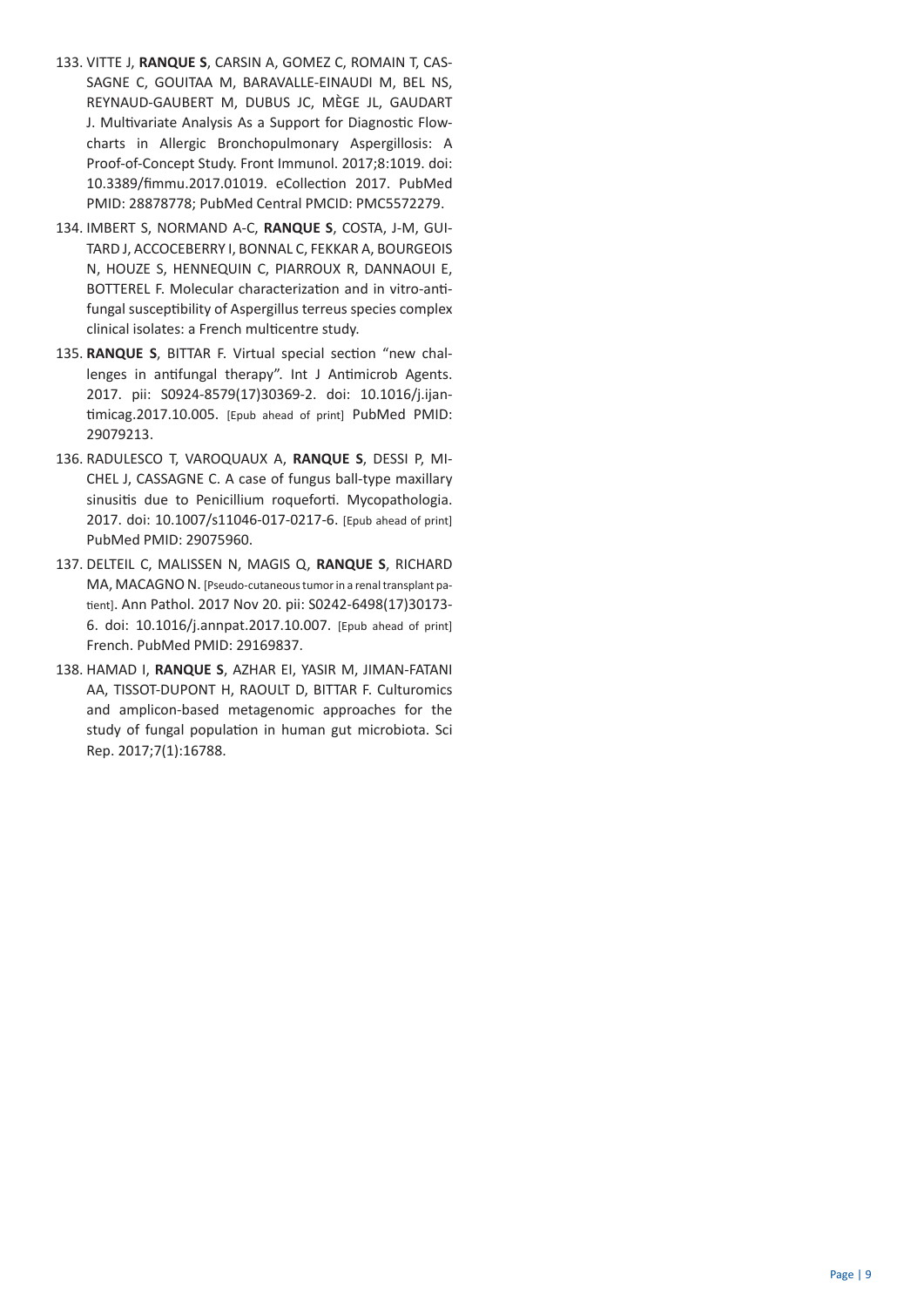133. VITTE J, **RANQUE S**, CARSIN A, GOMEZ C, ROMAIN T, CASSAGNE C, GOUITAA M, BARAVALLE-EINAUDI M, BEL NS, REYNAUD-GAUBERT M, DUBUS JC, MÈGE JL, GAUDART J. Multivariate Analysis As a Support for Diagnostic Flowcharts in Allergic Bronchopulmonary Aspergillosis: A Proof-of-Concept Study. Front Immunol. 2017;8:1019. doi: 10.3389/fimmu.2017.01019. eCollection 2017. PubMed PMID: 28878778; PubMed Central PMCID: PMC5572279.

134. IMBERT S, NORMAND A-C, **RANQUE S**, COSTA, J-M, GUITARD J, ACCOCEBERRY I, BONNAL C, FEKKAR A, BOURGEOIS N, HOUZE S, HENNEQUIN C, PIARROUX R, DANNAOUI E, BOTTEREL F. Molecular characterization and in vitro-antifungal susceptibility of Aspergillus terreus species complex clinical isolates: a French multicentre study.

135. **RANQUE S**, BITTAR F. Virtual special section "new challenges in antifungal therapy". Int J Antimicrob Agents. 2017. pii: S0924-8579(17)30369-2. doi: 10.1016/j.ijantimicag.2017.10.005. [Epub ahead of print] PubMed PMID: 29079213.

136. RADULESCO T, VAROQUAUX A, **RANQUE S**, DESSI P, MICHEL J, CASSAGNE C. A case of fungus ball-type maxillary sinusitis due to Penicillium roqueforti. Mycopathologia. 2017. doi: 10.1007/s11046-017-0217-6. [Epub ahead of print] PubMed PMID: 29075960.

137. DELTEIL C, MALISSEN N, MAGIS Q, **RANQUE S**, RICHARD MA, MACAGNO N. [Pseudo-cutaneous tumor in a renal transplant patient]. Ann Pathol. 2017 Nov 20. pii: S0242-6498(17)30173-6. doi: 10.1016/j.annpat.2017.10.007. [Epub ahead of print] French. PubMed PMID: 29169837.

138. HAMAD I, **RANQUE S**, AZHAR EI, YASIR M, JIMAN-FATANI AA, TISSOT-DUPONT H, RAOULT D, BITTAR F. Culturomics and amplicon-based metagenomic approaches for the study of fungal population in human gut microbiota. Sci Rep. 2017;7(1):16788.